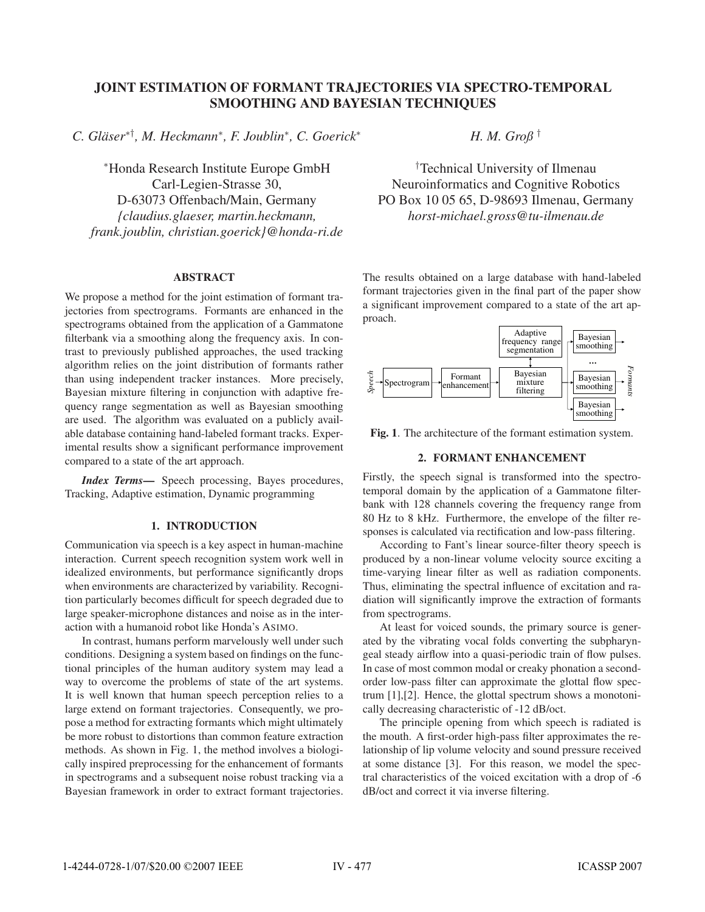# JOINT ESTIMATION OF FORMANT TRAJECTORIES VIA SPECTRO-TEMPORAL SMOOTHING AND BAYESIAN TECHNIQUES

*C. Gläser*[*†], *M. Heckmann*[*], *F. Joublin*[*], *C. Goerick*[*]

*H. M. Groß*[†]

[*]Honda Research Institute Europe GmbH
Carl-Legien-Strasse 30,
D-63073 Offenbach/Main, Germany
*{claudius.glaeser, martin.heckmann, frank.joublin, christian.goerick}@honda-ri.de*

[†]Technical University of Ilmenau
Neuroinformatics and Cognitive Robotics
PO Box 10 05 65, D-98693 Ilmenau, Germany
*horst-michael.gross@tu-ilmenau.de*

## ABSTRACT

We propose a method for the joint estimation of formant trajectories from spectrograms. Formants are enhanced in the spectrograms obtained from the application of a Gammatone filterbank via a smoothing along the frequency axis. In contrast to previously published approaches, the used tracking algorithm relies on the joint distribution of formants rather than using independent tracker instances. More precisely, Bayesian mixture filtering in conjunction with adaptive frequency range segmentation as well as Bayesian smoothing are used. The algorithm was evaluated on a publicly available database containing hand-labeled formant tracks. Experimental results show a significant performance improvement compared to a state of the art approach.

***Index Terms—*** Speech processing, Bayes procedures, Tracking, Adaptive estimation, Dynamic programming

## 1. INTRODUCTION

Communication via speech is a key aspect in human-machine interaction. Current speech recognition system work well in idealized environments, but performance significantly drops when environments are characterized by variability. Recognition particularly becomes difficult for speech degraded due to large speaker-microphone distances and noise as in the interaction with a humanoid robot like Honda's ASIMO.

In contrast, humans perform marvelously well under such conditions. Designing a system based on findings on the functional principles of the human auditory system may lead a way to overcome the problems of state of the art systems. It is well known that human speech perception relies to a large extend on formant trajectories. Consequently, we propose a method for extracting formants which might ultimately be more robust to distortions than common feature extraction methods. As shown in Fig. 1, the method involves a biologically inspired preprocessing for the enhancement of formants in spectrograms and a subsequent noise robust tracking via a Bayesian framework in order to extract formant trajectories. The results obtained on a large database with hand-labeled formant trajectories given in the final part of the paper show a significant improvement compared to a state of the art approach.

**Fig. 1**. The architecture of the formant estimation system.

## 2. FORMANT ENHANCEMENT

Firstly, the speech signal is transformed into the spectro-temporal domain by the application of a Gammatone filterbank with 128 channels covering the frequency range from 80 Hz to 8 kHz. Furthermore, the envelope of the filter responses is calculated via rectification and low-pass filtering.

According to Fant's linear source-filter theory speech is produced by a non-linear volume velocity source exciting a time-varying linear filter as well as radiation components. Thus, eliminating the spectral influence of excitation and radiation will significantly improve the extraction of formants from spectrograms.

At least for voiced sounds, the primary source is generated by the vibrating vocal folds converting the subpharyngeal steady airflow into a quasi-periodic train of flow pulses. In case of most common modal or creaky phonation a second-order low-pass filter can approximate the glottal flow spectrum [1],[2]. Hence, the glottal spectrum shows a monotonically decreasing characteristic of -12 dB/oct.

The principle opening from which speech is radiated is the mouth. A first-order high-pass filter approximates the relationship of lip volume velocity and sound pressure received at some distance [3]. For this reason, we model the spectral characteristics of the voiced excitation with a drop of -6 dB/oct and correct it via inverse filtering.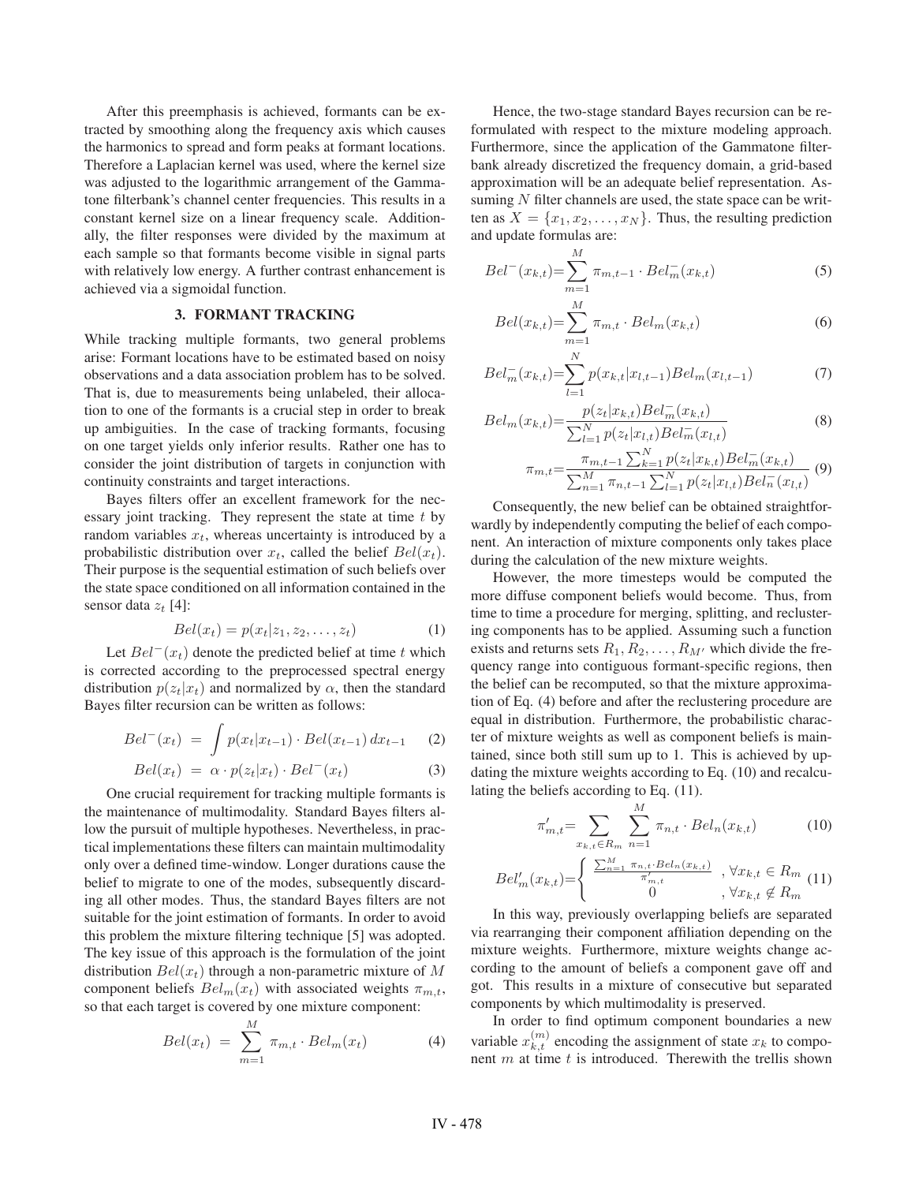After this preemphasis is achieved, formants can be extracted by smoothing along the frequency axis which causes the harmonics to spread and form peaks at formant locations. Therefore a Laplacian kernel was used, where the kernel size was adjusted to the logarithmic arrangement of the Gammatone filterbank's channel center frequencies. This results in a constant kernel size on a linear frequency scale. Additionally, the filter responses were divided by the maximum at each sample so that formants become visible in signal parts with relatively low energy. A further contrast enhancement is achieved via a sigmoidal function.

## 3. FORMANT TRACKING

While tracking multiple formants, two general problems arise: Formant locations have to be estimated based on noisy observations and a data association problem has to be solved. That is, due to measurements being unlabeled, their allocation to one of the formants is a crucial step in order to break up ambiguities. In the case of tracking formants, focusing on one target yields only inferior results. Rather one has to consider the joint distribution of targets in conjunction with continuity constraints and target interactions.

Bayes filters offer an excellent framework for the necessary joint tracking. They represent the state at time $t$ by random variables $x_t$, whereas uncertainty is introduced by a probabilistic distribution over $x_t$, called the belief $Bel(x_t)$. Their purpose is the sequential estimation of such beliefs over the state space conditioned on all information contained in the sensor data $z_t$ [4]:

$$Bel(x_t) = p(x_t|z_1, z_2, \ldots, z_t) \tag{1}$$

Let $Bel^-(x_t)$ denote the predicted belief at time $t$ which is corrected according to the preprocessed spectral energy distribution $p(z_t|x_t)$ and normalized by $\alpha$, then the standard Bayes filter recursion can be written as follows:

$$Bel^-(x_t) = \int p(x_t|x_{t-1}) \cdot Bel(x_{t-1})\, dx_{t-1} \tag{2}$$

$$Bel(x_t) = \alpha \cdot p(z_t|x_t) \cdot Bel^-(x_t) \tag{3}$$

One crucial requirement for tracking multiple formants is the maintenance of multimodality. Standard Bayes filters allow the pursuit of multiple hypotheses. Nevertheless, in practical implementations these filters can maintain multimodality only over a defined time-window. Longer durations cause the belief to migrate to one of the modes, subsequently discarding all other modes. Thus, the standard Bayes filters are not suitable for the joint estimation of formants. In order to avoid this problem the mixture filtering technique [5] was adopted. The key issue of this approach is the formulation of the joint distribution $Bel(x_t)$ through a non-parametric mixture of $M$ component beliefs $Bel_m(x_t)$ with associated weights $\pi_{m,t}$, so that each target is covered by one mixture component:

$$Bel(x_t) = \sum_{m=1}^{M} \pi_{m,t} \cdot Bel_m(x_t) \tag{4}$$

Hence, the two-stage standard Bayes recursion can be reformulated with respect to the mixture modeling approach. Furthermore, since the application of the Gammatone filterbank already discretized the frequency domain, a grid-based approximation will be an adequate belief representation. Assuming $N$ filter channels are used, the state space can be written as $X = \{x_1, x_2, \ldots, x_N\}$. Thus, the resulting prediction and update formulas are:

$$Bel^-(x_{k,t}) = \sum_{m=1}^{M} \pi_{m,t-1} \cdot Bel_m^-(x_{k,t}) \tag{5}$$

$$Bel(x_{k,t}) = \sum_{m=1}^{M} \pi_{m,t} \cdot Bel_m(x_{k,t}) \tag{6}$$

$$Bel_m^-(x_{k,t}) = \sum_{l=1}^{N} p(x_{k,t}|x_{l,t-1}) Bel_m(x_{l,t-1}) \tag{7}$$

$$Bel_m(x_{k,t}) = \frac{p(z_t|x_{k,t}) Bel_m^-(x_{k,t})}{\sum_{l=1}^{N} p(z_t|x_{l,t}) Bel_m^-(x_{l,t})} \tag{8}$$

$$\pi_{m,t} = \frac{\pi_{m,t-1} \sum_{k=1}^{N} p(z_t|x_{k,t}) Bel_m^-(x_{k,t})}{\sum_{n=1}^{M} \pi_{n,t-1} \sum_{l=1}^{N} p(z_t|x_{l,t}) Bel_n^-(x_{l,t})} \tag{9}$$

Consequently, the new belief can be obtained straightforwardly by independently computing the belief of each component. An interaction of mixture components only takes place during the calculation of the new mixture weights.

However, the more timesteps would be computed the more diffuse component beliefs would become. Thus, from time to time a procedure for merging, splitting, and reclustering components has to be applied. Assuming such a function exists and returns sets $R_1, R_2, \ldots, R_{M'}$ which divide the frequency range into contiguous formant-specific regions, then the belief can be recomputed, so that the mixture approximation of Eq. (4) before and after the reclustering procedure are equal in distribution. Furthermore, the probabilistic character of mixture weights as well as component beliefs is maintained, since both still sum up to 1. This is achieved by updating the mixture weights according to Eq. (10) and recalculating the beliefs according to Eq. (11).

$$\pi'_{m,t} = \sum_{x_{k,t} \in R_m} \sum_{n=1}^{M} \pi_{n,t} \cdot Bel_n(x_{k,t}) \tag{10}$$

$$Bel'_m(x_{k,t}) = \begin{cases} \frac{\sum_{n=1}^{M} \pi_{n,t} \cdot Bel_n(x_{k,t})}{\pi'_{m,t}} & , \forall x_{k,t} \in R_m \\ 0 & , \forall x_{k,t} \notin R_m \end{cases} \tag{11}$$

In this way, previously overlapping beliefs are separated via rearranging their component affiliation depending on the mixture weights. Furthermore, mixture weights change according to the amount of beliefs a component gave off and got. This results in a mixture of consecutive but separated components by which multimodality is preserved.

In order to find optimum component boundaries a new variable $x_{k,t}^{(m)}$ encoding the assignment of state $x_k$ to component $m$ at time $t$ is introduced. Therewith the trellis shown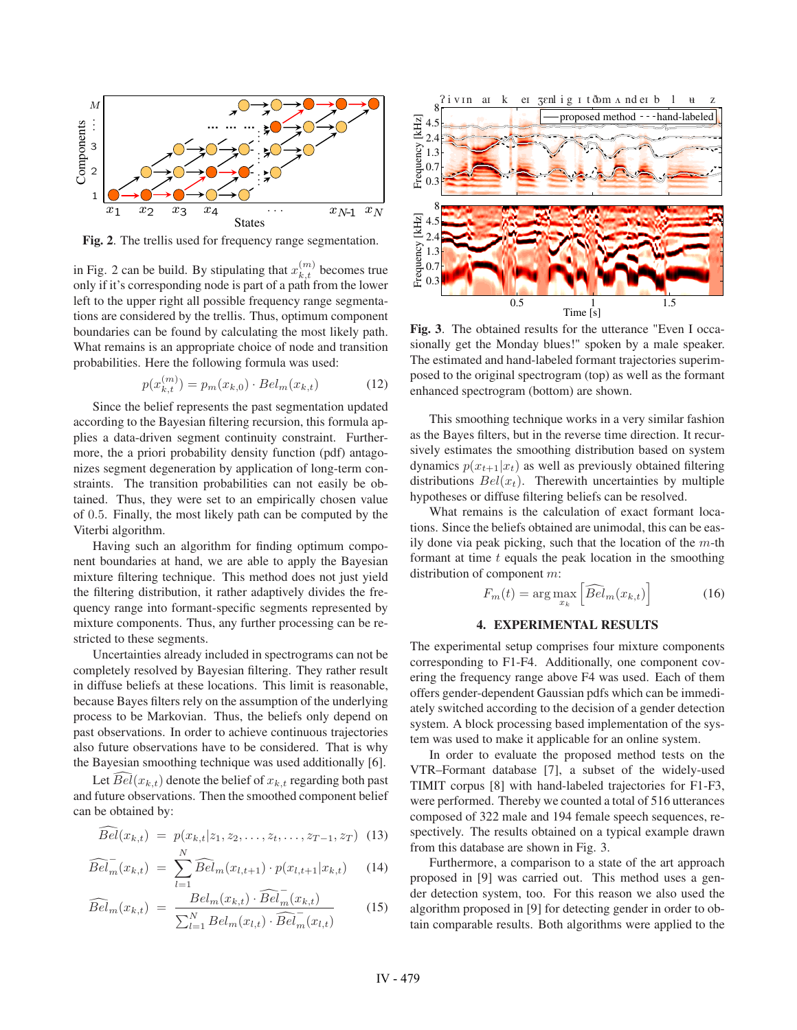Fig. 2. The trellis used for frequency range segmentation.

in Fig. 2 can be build. By stipulating that $x_{k,t}^{(m)}$ becomes true only if it's corresponding node is part of a path from the lower left to the upper right all possible frequency range segmentations are considered by the trellis. Thus, optimum component boundaries can be found by calculating the most likely path. What remains is an appropriate choice of node and transition probabilities. Here the following formula was used:

$$p(x_{k,t}^{(m)}) = p_m(x_{k,0}) \cdot Bel_m(x_{k,t}) \tag{12}$$

Since the belief represents the past segmentation updated according to the Bayesian filtering recursion, this formula applies a data-driven segment continuity constraint. Furthermore, the a priori probability density function (pdf) antagonizes segment degeneration by application of long-term constraints. The transition probabilities can not easily be obtained. Thus, they were set to an empirically chosen value of 0.5. Finally, the most likely path can be computed by the Viterbi algorithm.

Having such an algorithm for finding optimum component boundaries at hand, we are able to apply the Bayesian mixture filtering technique. This method does not just yield the filtering distribution, it rather adaptively divides the frequency range into formant-specific segments represented by mixture components. Thus, any further processing can be restricted to these segments.

Uncertainties already included in spectrograms can not be completely resolved by Bayesian filtering. They rather result in diffuse beliefs at these locations. This limit is reasonable, because Bayes filters rely on the assumption of the underlying process to be Markovian. Thus, the beliefs only depend on past observations. In order to achieve continuous trajectories also future observations have to be considered. That is why the Bayesian smoothing technique was used additionally [6].

Let $\widehat{Bel}(x_{k,t})$ denote the belief of $x_{k,t}$ regarding both past and future observations. Then the smoothed component belief can be obtained by:

$$\widehat{Bel}(x_{k,t}) = p(x_{k,t}|z_1, z_2, \ldots, z_t, \ldots, z_{T-1}, z_T) \tag{13}$$

$$\widehat{Bel}_m^{-}(x_{k,t}) = \sum_{l=1}^{N} \widehat{Bel}_m(x_{l,t+1}) \cdot p(x_{l,t+1}|x_{k,t}) \tag{14}$$

$$\widehat{Bel}_m(x_{k,t}) = \frac{Bel_m(x_{k,t}) \cdot \widehat{Bel}_m^{-}(x_{k,t})}{\sum_{l=1}^{N} Bel_m(x_{l,t}) \cdot \widehat{Bel}_m^{-}(x_{l,t})} \tag{15}$$

Fig. 3. The obtained results for the utterance "Even I occasionally get the Monday blues!" spoken by a male speaker. The estimated and hand-labeled formant trajectories superimposed to the original spectrogram (top) as well as the formant enhanced spectrogram (bottom) are shown.

This smoothing technique works in a very similar fashion as the Bayes filters, but in the reverse time direction. It recursively estimates the smoothing distribution based on system dynamics $p(x_{t+1}|x_t)$ as well as previously obtained filtering distributions $Bel(x_t)$. Therewith uncertainties by multiple hypotheses or diffuse filtering beliefs can be resolved.

What remains is the calculation of exact formant locations. Since the beliefs obtained are unimodal, this can be easily done via peak picking, such that the location of the $m$-th formant at time $t$ equals the peak location in the smoothing distribution of component $m$:

$$F_m(t) = \arg\max_{x_k} \left[\widehat{Bel}_m(x_{k,t})\right] \tag{16}$$

## 4. EXPERIMENTAL RESULTS

The experimental setup comprises four mixture components corresponding to F1-F4. Additionally, one component covering the frequency range above F4 was used. Each of them offers gender-dependent Gaussian pdfs which can be immediately switched according to the decision of a gender detection system. A block processing based implementation of the system was used to make it applicable for an online system.

In order to evaluate the proposed method tests on the VTR–Formant database [7], a subset of the widely-used TIMIT corpus [8] with hand-labeled trajectories for F1-F3, were performed. Thereby we counted a total of 516 utterances composed of 322 male and 194 female speech sequences, respectively. The results obtained on a typical example drawn from this database are shown in Fig. 3.

Furthermore, a comparison to a state of the art approach proposed in [9] was carried out. This method uses a gender detection system, too. For this reason we also used the algorithm proposed in [9] for detecting gender in order to obtain comparable results. Both algorithms were applied to the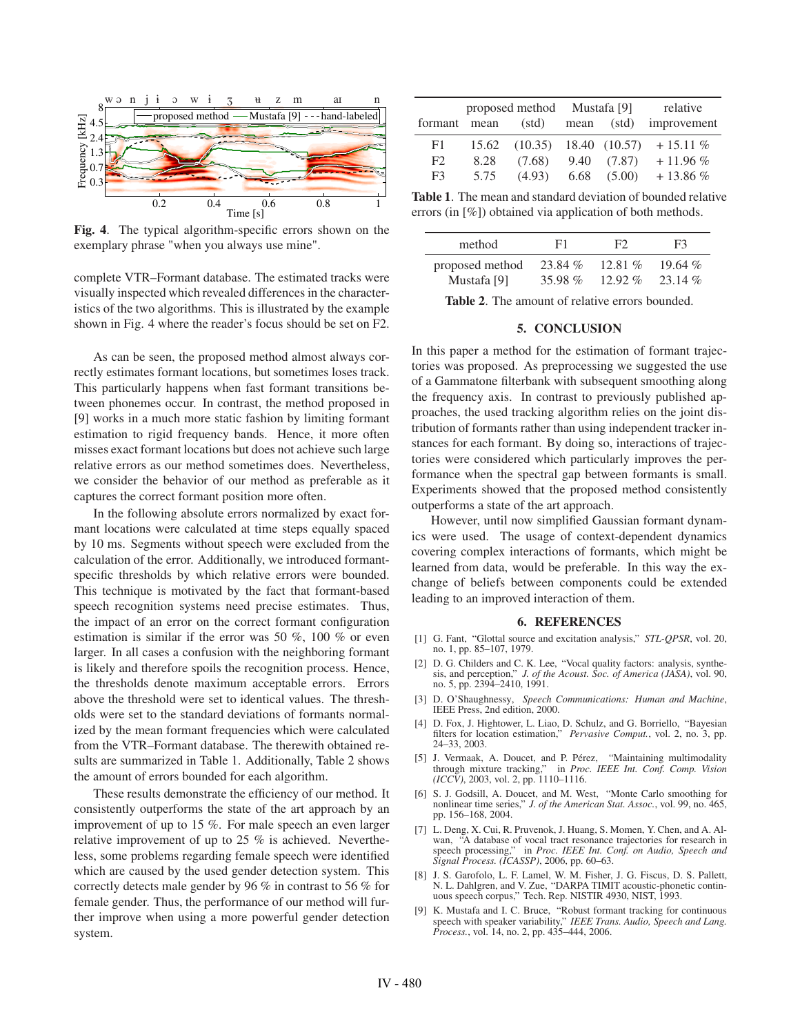wɔ n j i ɔ w i ʒ ʉ z m aɪ n

8
4.5
2.4
1.3
0.7
0.3

Frequency [kHz]

proposed method — Mustafa [9] - - - hand-labeled

0.2 0.4 0.6 0.8 1

Time [s]

**Fig. 4**. The typical algorithm-specific errors shown on the exemplary phrase "when you always use mine".

complete VTR–Formant database. The estimated tracks were visually inspected which revealed differences in the characteristics of the two algorithms. This is illustrated by the example shown in Fig. 4 where the reader's focus should be set on F2.

As can be seen, the proposed method almost always correctly estimates formant locations, but sometimes loses track. This particularly happens when fast formant transitions between phonemes occur. In contrast, the method proposed in [9] works in a much more static fashion by limiting formant estimation to rigid frequency bands. Hence, it more often misses exact formant locations but does not achieve such large relative errors as our method sometimes does. Nevertheless, we consider the behavior of our method as preferable as it captures the correct formant position more often.

In the following absolute errors normalized by exact formant locations were calculated at time steps equally spaced by 10 ms. Segments without speech were excluded from the calculation of the error. Additionally, we introduced formant-specific thresholds by which relative errors were bounded. This technique is motivated by the fact that formant-based speech recognition systems need precise estimates. Thus, the impact of an error on the correct formant configuration estimation is similar if the error was 50 %, 100 % or even larger. In all cases a confusion with the neighboring formant is likely and therefore spoils the recognition process. Hence, the thresholds denote maximum acceptable errors. Errors above the threshold were set to identical values. The thresholds were set to the standard deviations of formants normalized by the mean formant frequencies which were calculated from the VTR–Formant database. The therewith obtained results are summarized in Table 1. Additionally, Table 2 shows the amount of errors bounded for each algorithm.

These results demonstrate the efficiency of our method. It consistently outperforms the state of the art approach by an improvement of up to 15 %. For male speech an even larger relative improvement of up to 25 % is achieved. Nevertheless, some problems regarding female speech were identified which are caused by the used gender detection system. This correctly detects male gender by 96 % in contrast to 56 % for female gender. Thus, the performance of our method will further improve when using a more powerful gender detection system.

| formant | proposed method mean | (std) | Mustafa [9] mean | (std) | relative improvement |
|---|---|---|---|---|---|
| F1 | 15.62 | (10.35) | 18.40 | (10.57) | + 15.11 % |
| F2 | 8.28 | (7.68) | 9.40 | (7.87) | + 11.96 % |
| F3 | 5.75 | (4.93) | 6.68 | (5.00) | + 13.86 % |

**Table 1**. The mean and standard deviation of bounded relative errors (in [%]) obtained via application of both methods.

| method | F1 | F2 | F3 |
|---|---|---|---|
| proposed method | 23.84 % | 12.81 % | 19.64 % |
| Mustafa [9] | 35.98 % | 12.92 % | 23.14 % |

**Table 2**. The amount of relative errors bounded.

## 5. CONCLUSION

In this paper a method for the estimation of formant trajectories was proposed. As preprocessing we suggested the use of a Gammatone filterbank with subsequent smoothing along the frequency axis. In contrast to previously published approaches, the used tracking algorithm relies on the joint distribution of formants rather than using independent tracker instances for each formant. By doing so, interactions of trajectories were considered which particularly improves the performance when the spectral gap between formants is small. Experiments showed that the proposed method consistently outperforms a state of the art approach.

However, until now simplified Gaussian formant dynamics were used. The usage of context-dependent dynamics covering complex interactions of formants, which might be learned from data, would be preferable. In this way the exchange of beliefs between components could be extended leading to an improved interaction of them.

## 6. REFERENCES

[1] G. Fant, "Glottal source and excitation analysis," *STL-QPSR*, vol. 20, no. 1, pp. 85–107, 1979.

[2] D. G. Childers and C. K. Lee, "Vocal quality factors: analysis, synthesis, and perception," *J. of the Acoust. Soc. of America (JASA)*, vol. 90, no. 5, pp. 2394–2410, 1991.

[3] D. O'Shaughnessy, *Speech Communications: Human and Machine*, IEEE Press, 2nd edition, 2000.

[4] D. Fox, J. Hightower, L. Liao, D. Schulz, and G. Borriello, "Bayesian filters for location estimation," *Pervasive Comput.*, vol. 2, no. 3, pp. 24–33, 2003.

[5] J. Vermaak, A. Doucet, and P. Pérez, "Maintaining multimodality through mixture tracking," in *Proc. IEEE Int. Conf. Comp. Vision (ICCV)*, 2003, vol. 2, pp. 1110–1116.

[6] S. J. Godsill, A. Doucet, and M. West, "Monte Carlo smoothing for nonlinear time series," *J. of the American Stat. Assoc.*, vol. 99, no. 465, pp. 156–168, 2004.

[7] L. Deng, X. Cui, R. Pruvenok, J. Huang, S. Momen, Y. Chen, and A. Alwan, "A database of vocal tract resonance trajectories for research in speech processing," in *Proc. IEEE Int. Conf. on Audio, Speech and Signal Process. (ICASSP)*, 2006, pp. 60–63.

[8] J. S. Garofolo, L. F. Lamel, W. M. Fisher, J. G. Fiscus, D. S. Pallett, N. L. Dahlgren, and V. Zue, "DARPA TIMIT acoustic-phonetic continuous speech corpus," Tech. Rep. NISTIR 4930, NIST, 1993.

[9] K. Mustafa and I. C. Bruce, "Robust formant tracking for continuous speech with speaker variability," *IEEE Trans. Audio, Speech and Lang. Process.*, vol. 14, no. 2, pp. 435–444, 2006.